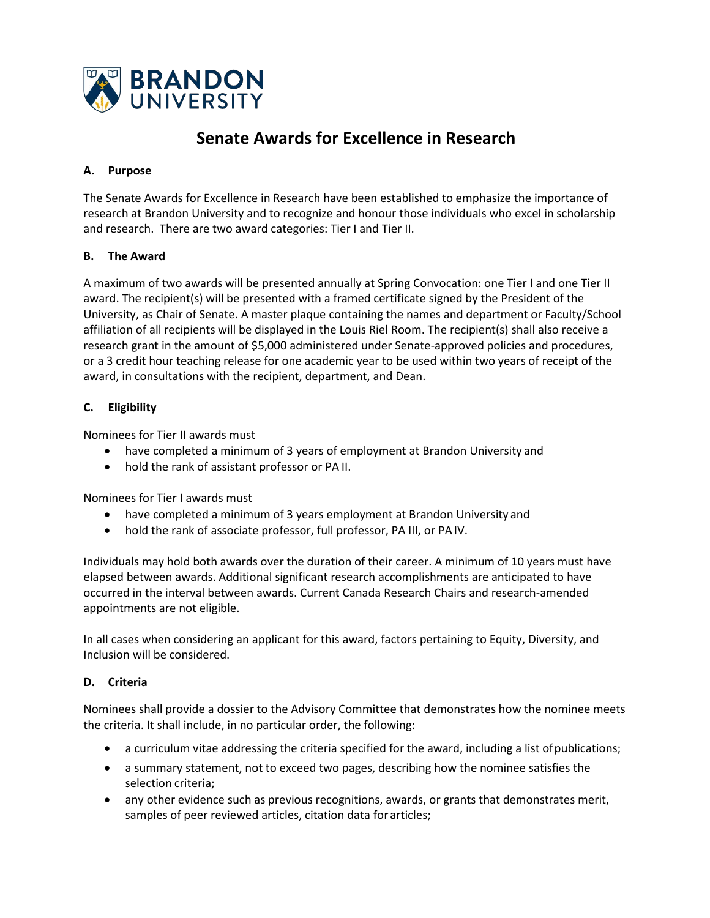# Senate Awards for Excellence in Research

## A. Purpose

The Senate Awards for Excellence in Research have been established to emphasize the importance of research at Brandon University and to recognize and honour those individuals who excel in scholarship and research. There are two award categories: Tier I and Tier II.

## B. The Award

A maximum of two awards will be presented annually at Spring Convocation: one Tier I and one Tier II award. The recipient(s) will be presented with a framed certificate signed by the President of the University, as Chair of Senate. A master plaque containing the names and department or Faculty/School affiliation of all recipients will be displayed in the Louis Riel Room. The recipient(s) shall also receive a research grant in the amount of $5,000 administered under Senate-approved policies and procedures, or a 3 credit hour teaching release for one academic year to be used within two years of receipt of the award, in consultations with the recipient, department, and Dean.

## C. Eligibility

Nominees for Tier II awards must

- have completed a minimum of 3 years of employment at Brandon University and
- hold the rank of assistant professor or PA II.

Nominees for Tier I awards must

- have completed a minimum of 3 years employment at Brandon University and
- hold the rank of associate professor, full professor, PA III, or PA IV.

Individuals may hold both awards over the duration of their career. A minimum of 10 years must have elapsed between awards. Additional significant research accomplishments are anticipated to have occurred in the interval between awards. Current Canada Research Chairs and research-amended appointments are not eligible.

In all cases when considering an applicant for this award, factors pertaining to Equity, Diversity, and Inclusion will be considered.

## D. Criteria

Nominees shall provide a dossier to the Advisory Committee that demonstrates how the nominee meets the criteria. It shall include, in no particular order, the following:

- a curriculum vitae addressing the criteria specified for the award, including a list of publications;
- a summary statement, not to exceed two pages, describing how the nominee satisfies the selection criteria;
- any other evidence such as previous recognitions, awards, or grants that demonstrates merit, samples of peer reviewed articles, citation data for articles;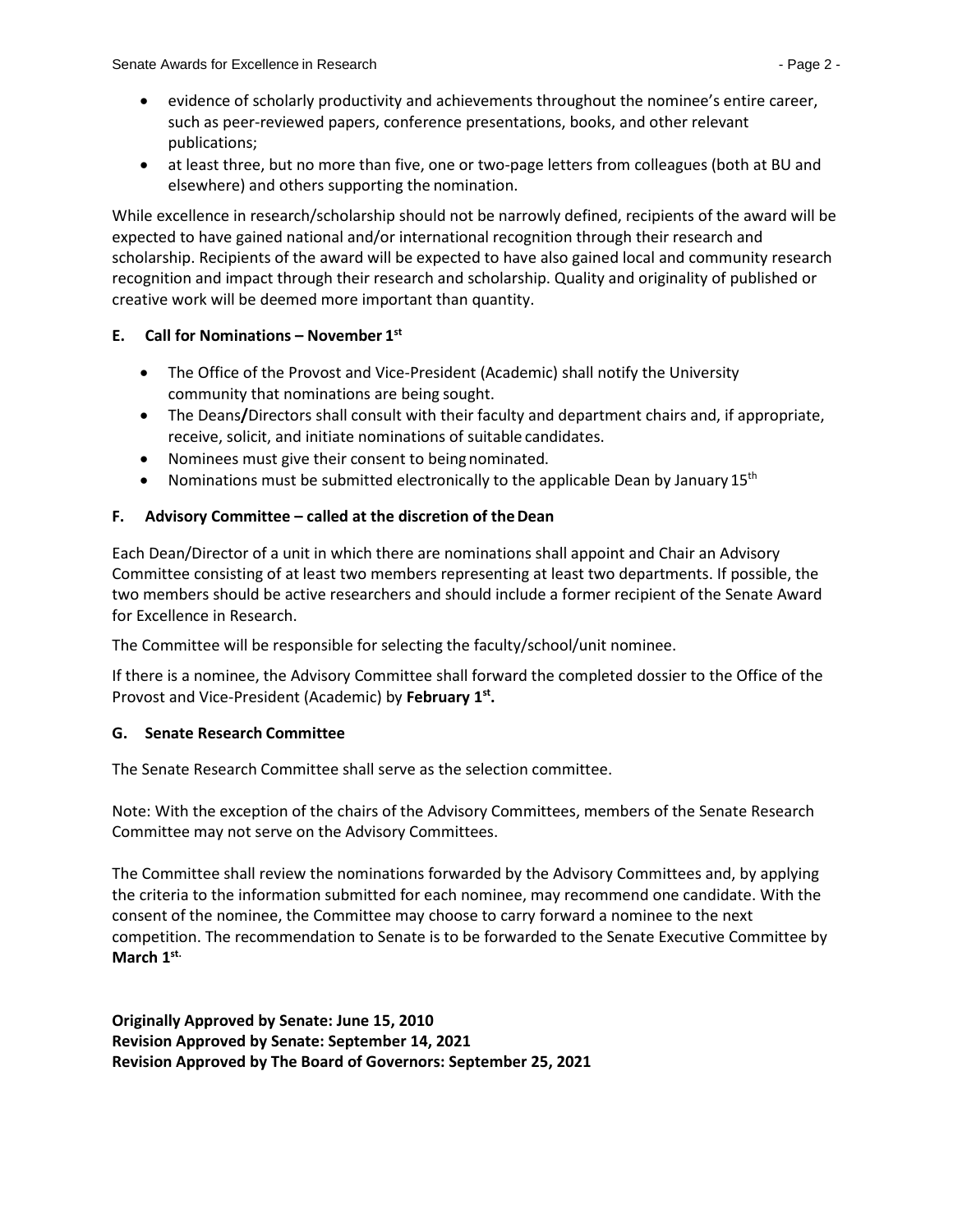- evidence of scholarly productivity and achievements throughout the nominee's entire career, such as peer-reviewed papers, conference presentations, books, and other relevant publications;
- at least three, but no more than five, one or two-page letters from colleagues (both at BU and elsewhere) and others supporting the nomination.

While excellence in research/scholarship should not be narrowly defined, recipients of the award will be expected to have gained national and/or international recognition through their research and scholarship. Recipients of the award will be expected to have also gained local and community research recognition and impact through their research and scholarship. Quality and originality of published or creative work will be deemed more important than quantity.

### E. Call for Nominations – November 1st

- The Office of the Provost and Vice-President (Academic) shall notify the University community that nominations are being sought.
- The Deans/Directors shall consult with their faculty and department chairs and, if appropriate, receive, solicit, and initiate nominations of suitable candidates.
- Nominees must give their consent to being nominated.
- Nominations must be submitted electronically to the applicable Dean by January 15th

### F. Advisory Committee – called at the discretion of the Dean

Each Dean/Director of a unit in which there are nominations shall appoint and Chair an Advisory Committee consisting of at least two members representing at least two departments. If possible, the two members should be active researchers and should include a former recipient of the Senate Award for Excellence in Research.

The Committee will be responsible for selecting the faculty/school/unit nominee.

If there is a nominee, the Advisory Committee shall forward the completed dossier to the Office of the Provost and Vice-President (Academic) by **February 1st.**

### G. Senate Research Committee

The Senate Research Committee shall serve as the selection committee.

Note: With the exception of the chairs of the Advisory Committees, members of the Senate Research Committee may not serve on the Advisory Committees.

The Committee shall review the nominations forwarded by the Advisory Committees and, by applying the criteria to the information submitted for each nominee, may recommend one candidate. With the consent of the nominee, the Committee may choose to carry forward a nominee to the next competition. The recommendation to Senate is to be forwarded to the Senate Executive Committee by **March 1st.**

**Originally Approved by Senate: June 15, 2010**
**Revision Approved by Senate: September 14, 2021**
**Revision Approved by The Board of Governors: September 25, 2021**